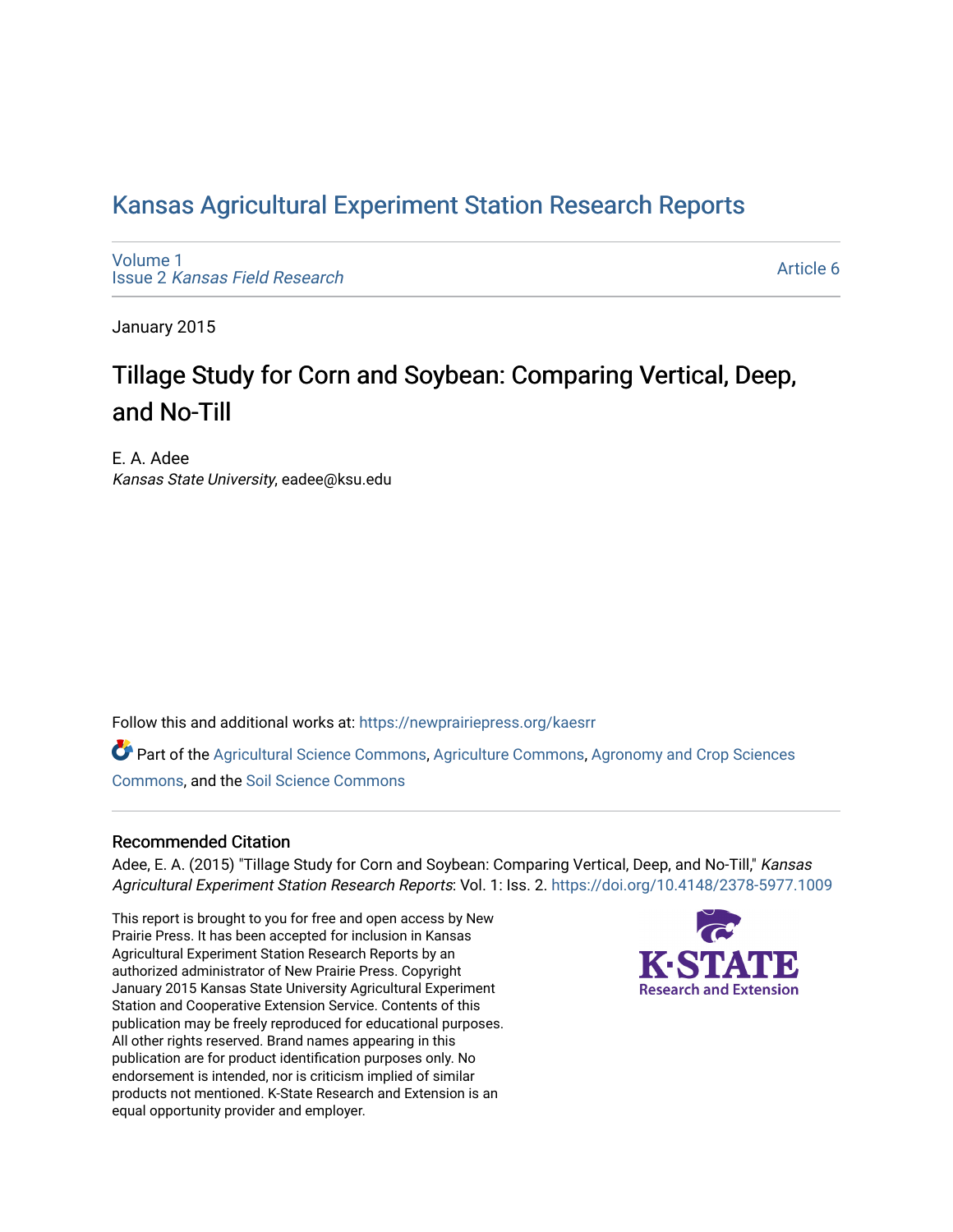# Kansas Agricultural Experiment Station Research Reports

Volume 1
Issue 2 *Kansas Field Research*

Article 6

January 2015

# Tillage Study for Corn and Soybean: Comparing Vertical, Deep, and No-Till

E. A. Adee
*Kansas State University*, eadee@ksu.edu

Follow this and additional works at: https://newprairiepress.org/kaesrr

Part of the Agricultural Science Commons, Agriculture Commons, Agronomy and Crop Sciences Commons, and the Soil Science Commons

### Recommended Citation

Adee, E. A. (2015) "Tillage Study for Corn and Soybean: Comparing Vertical, Deep, and No-Till," *Kansas Agricultural Experiment Station Research Reports*: Vol. 1: Iss. 2. https://doi.org/10.4148/2378-5977.1009

This report is brought to you for free and open access by New Prairie Press. It has been accepted for inclusion in Kansas Agricultural Experiment Station Research Reports by an authorized administrator of New Prairie Press. Copyright January 2015 Kansas State University Agricultural Experiment Station and Cooperative Extension Service. Contents of this publication may be freely reproduced for educational purposes. All other rights reserved. Brand names appearing in this publication are for product identification purposes only. No endorsement is intended, nor is criticism implied of similar products not mentioned. K-State Research and Extension is an equal opportunity provider and employer.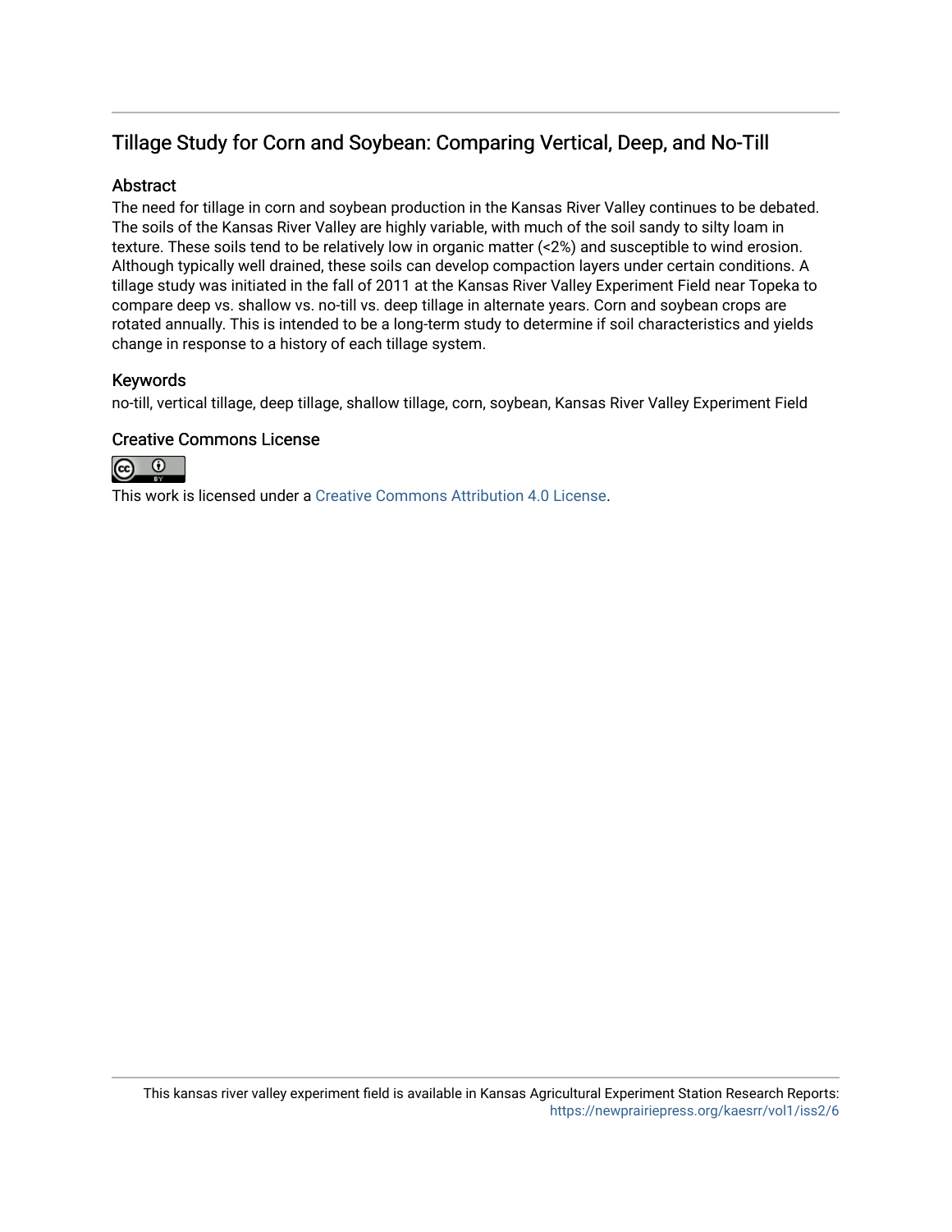## Tillage Study for Corn and Soybean: Comparing Vertical, Deep, and No-Till

### Abstract

The need for tillage in corn and soybean production in the Kansas River Valley continues to be debated. The soils of the Kansas River Valley are highly variable, with much of the soil sandy to silty loam in texture. These soils tend to be relatively low in organic matter (<2%) and susceptible to wind erosion. Although typically well drained, these soils can develop compaction layers under certain conditions. A tillage study was initiated in the fall of 2011 at the Kansas River Valley Experiment Field near Topeka to compare deep vs. shallow vs. no-till vs. deep tillage in alternate years. Corn and soybean crops are rotated annually. This is intended to be a long-term study to determine if soil characteristics and yields change in response to a history of each tillage system.

### Keywords

no-till, vertical tillage, deep tillage, shallow tillage, corn, soybean, Kansas River Valley Experiment Field

### Creative Commons License

This work is licensed under a Creative Commons Attribution 4.0 License.

This kansas river valley experiment field is available in Kansas Agricultural Experiment Station Research Reports: https://newprairiepress.org/kaesrr/vol1/iss2/6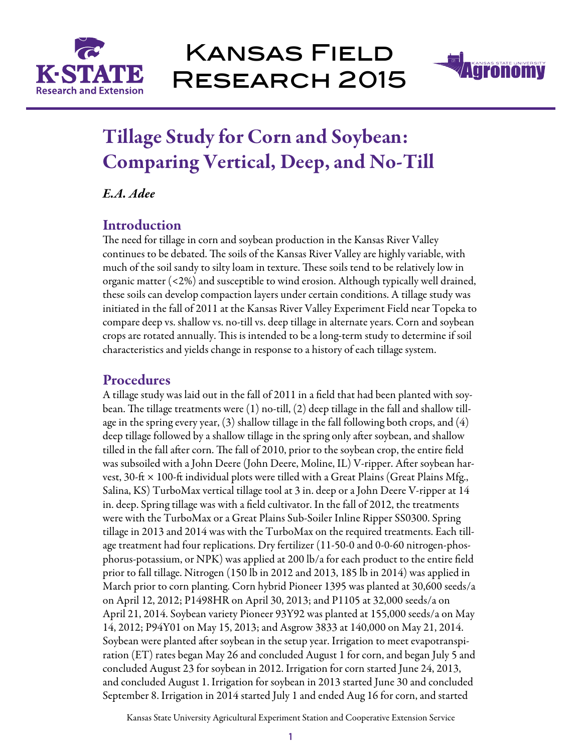# Kansas Field Research 2015

# Tillage Study for Corn and Soybean: Comparing Vertical, Deep, and No-Till

*E.A. Adee*

## Introduction

The need for tillage in corn and soybean production in the Kansas River Valley continues to be debated. The soils of the Kansas River Valley are highly variable, with much of the soil sandy to silty loam in texture. These soils tend to be relatively low in organic matter (<2%) and susceptible to wind erosion. Although typically well drained, these soils can develop compaction layers under certain conditions. A tillage study was initiated in the fall of 2011 at the Kansas River Valley Experiment Field near Topeka to compare deep vs. shallow vs. no-till vs. deep tillage in alternate years. Corn and soybean crops are rotated annually. This is intended to be a long-term study to determine if soil characteristics and yields change in response to a history of each tillage system.

## Procedures

A tillage study was laid out in the fall of 2011 in a field that had been planted with soybean. The tillage treatments were (1) no-till, (2) deep tillage in the fall and shallow tillage in the spring every year, (3) shallow tillage in the fall following both crops, and (4) deep tillage followed by a shallow tillage in the spring only after soybean, and shallow tilled in the fall after corn. The fall of 2010, prior to the soybean crop, the entire field was subsoiled with a John Deere (John Deere, Moline, IL) V-ripper. After soybean harvest, 30-ft × 100-ft individual plots were tilled with a Great Plains (Great Plains Mfg., Salina, KS) TurboMax vertical tillage tool at 3 in. deep or a John Deere V-ripper at 14 in. deep. Spring tillage was with a field cultivator. In the fall of 2012, the treatments were with the TurboMax or a Great Plains Sub-Soiler Inline Ripper SS0300. Spring tillage in 2013 and 2014 was with the TurboMax on the required treatments. Each tillage treatment had four replications. Dry fertilizer (11-50-0 and 0-0-60 nitrogen-phosphorus-potassium, or NPK) was applied at 200 lb/a for each product to the entire field prior to fall tillage. Nitrogen (150 lb in 2012 and 2013, 185 lb in 2014) was applied in March prior to corn planting. Corn hybrid Pioneer 1395 was planted at 30,600 seeds/a on April 12, 2012; P1498HR on April 30, 2013; and P1105 at 32,000 seeds/a on April 21, 2014. Soybean variety Pioneer 93Y92 was planted at 155,000 seeds/a on May 14, 2012; P94Y01 on May 15, 2013; and Asgrow 3833 at 140,000 on May 21, 2014. Soybean were planted after soybean in the setup year. Irrigation to meet evapotranspiration (ET) rates began May 26 and concluded August 1 for corn, and began July 5 and concluded August 23 for soybean in 2012. Irrigation for corn started June 24, 2013, and concluded August 1. Irrigation for soybean in 2013 started June 30 and concluded September 8. Irrigation in 2014 started July 1 and ended Aug 16 for corn, and started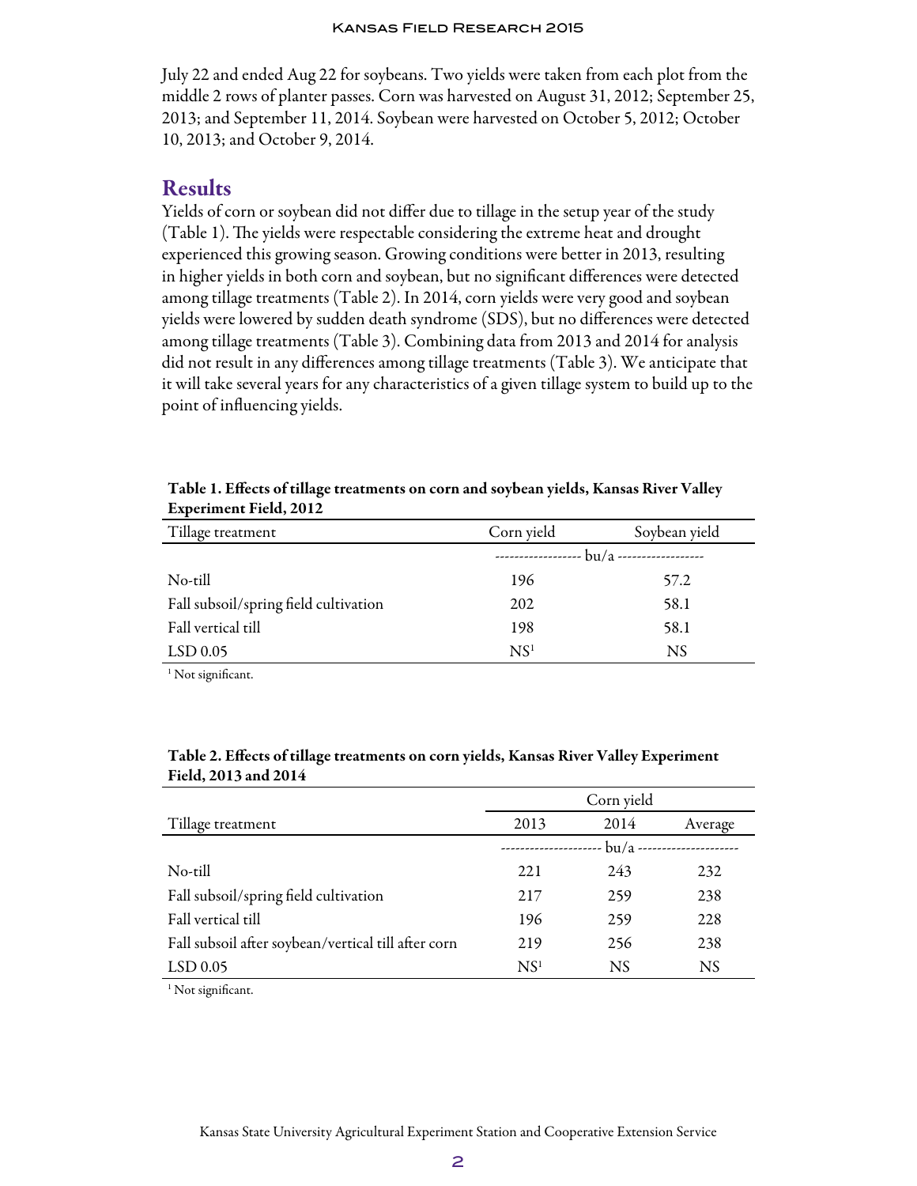July 22 and ended Aug 22 for soybeans. Two yields were taken from each plot from the middle 2 rows of planter passes. Corn was harvested on August 31, 2012; September 25, 2013; and September 11, 2014. Soybean were harvested on October 5, 2012; October 10, 2013; and October 9, 2014.

## Results

Yields of corn or soybean did not differ due to tillage in the setup year of the study (Table 1). The yields were respectable considering the extreme heat and drought experienced this growing season. Growing conditions were better in 2013, resulting in higher yields in both corn and soybean, but no significant differences were detected among tillage treatments (Table 2). In 2014, corn yields were very good and soybean yields were lowered by sudden death syndrome (SDS), but no differences were detected among tillage treatments (Table 3). Combining data from 2013 and 2014 for analysis did not result in any differences among tillage treatments (Table 3). We anticipate that it will take several years for any characteristics of a given tillage system to build up to the point of influencing yields.

**Table 1. Effects of tillage treatments on corn and soybean yields, Kansas River Valley Experiment Field, 2012**

| Tillage treatment | Corn yield | Soybean yield |
|---|---|---|
| | ------------------ bu/a ------------------ | |
| No-till | 196 | 57.2 |
| Fall subsoil/spring field cultivation | 202 | 58.1 |
| Fall vertical till | 198 | 58.1 |
| LSD 0.05 | NS[1] | NS |

[1] Not significant.

**Table 2. Effects of tillage treatments on corn yields, Kansas River Valley Experiment Field, 2013 and 2014**

| | Corn yield | | |
|---|---|---|---|
| Tillage treatment | 2013 | 2014 | Average |
| | -------------------- bu/a -------------------- | | |
| No-till | 221 | 243 | 232 |
| Fall subsoil/spring field cultivation | 217 | 259 | 238 |
| Fall vertical till | 196 | 259 | 228 |
| Fall subsoil after soybean/vertical till after corn | 219 | 256 | 238 |
| LSD 0.05 | NS[1] | NS | NS |

[1] Not significant.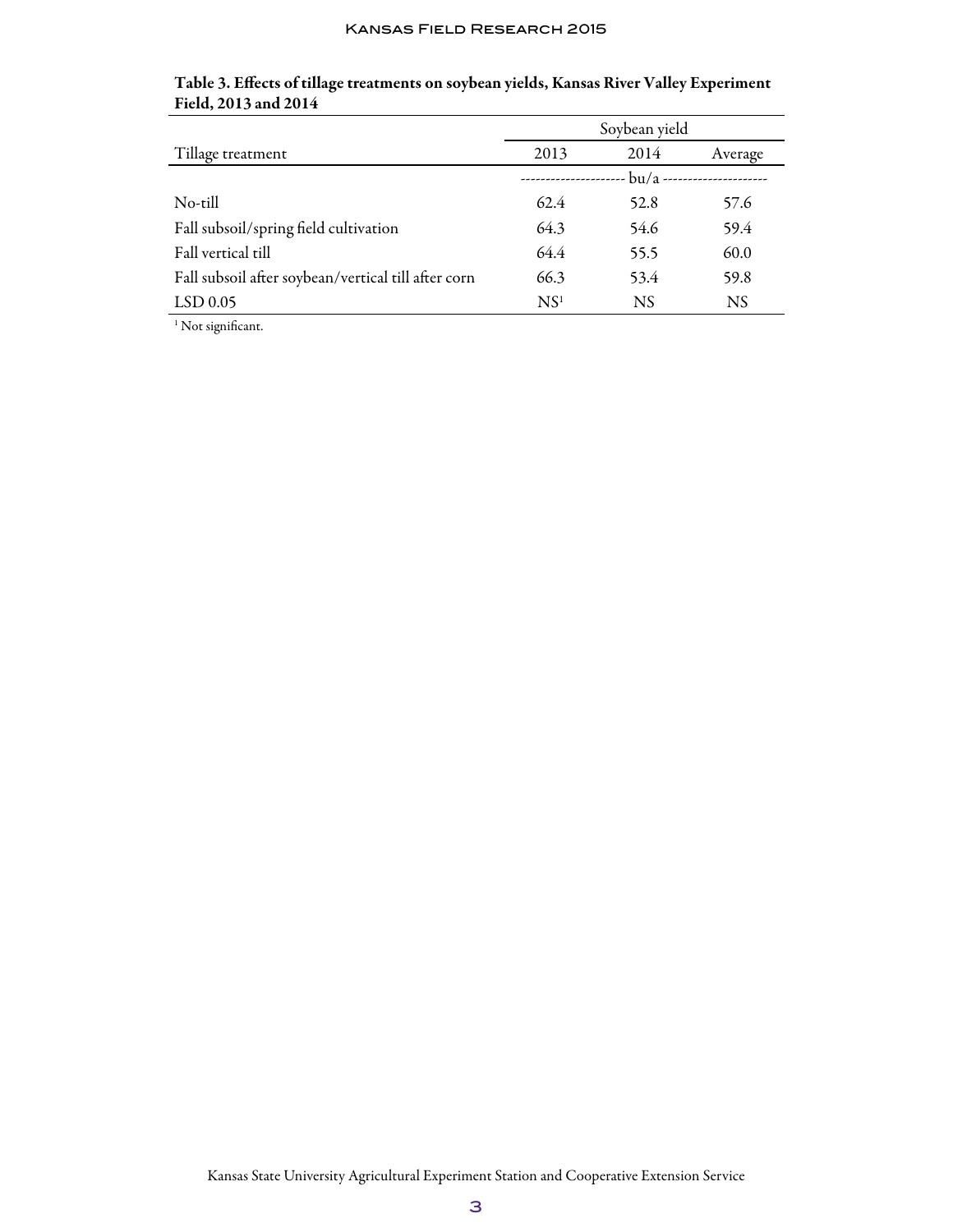**Table 3. Effects of tillage treatments on soybean yields, Kansas River Valley Experiment Field, 2013 and 2014**

| | Soybean yield | | |
|---|---|---|---|
| Tillage treatment | 2013 | 2014 | Average |
| | bu/a | | |
| No-till | 62.4 | 52.8 | 57.6 |
| Fall subsoil/spring field cultivation | 64.3 | 54.6 | 59.4 |
| Fall vertical till | 64.4 | 55.5 | 60.0 |
| Fall subsoil after soybean/vertical till after corn | 66.3 | 53.4 | 59.8 |
| LSD 0.05 | NS[1] | NS | NS |

[1] Not significant.